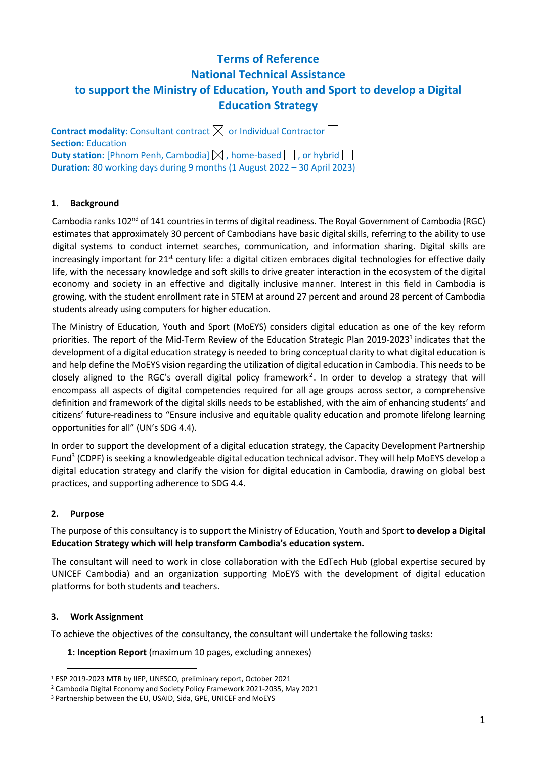# Terms of Reference
# National Technical Assistance
# to support the Ministry of Education, Youth and Sport to develop a Digital Education Strategy

**Contract modality:** Consultant contract ☒ or Individual Contractor ☐
**Section:** Education
**Duty station:** [Phnom Penh, Cambodia] ☒ , home-based ☐ , or hybrid ☐
**Duration:** 80 working days during 9 months (1 August 2022 – 30 April 2023)

## 1. Background

Cambodia ranks 102nd of 141 countries in terms of digital readiness. The Royal Government of Cambodia (RGC) estimates that approximately 30 percent of Cambodians have basic digital skills, referring to the ability to use digital systems to conduct internet searches, communication, and information sharing. Digital skills are increasingly important for 21st century life: a digital citizen embraces digital technologies for effective daily life, with the necessary knowledge and soft skills to drive greater interaction in the ecosystem of the digital economy and society in an effective and digitally inclusive manner. Interest in this field in Cambodia is growing, with the student enrollment rate in STEM at around 27 percent and around 28 percent of Cambodia students already using computers for higher education.

The Ministry of Education, Youth and Sport (MoEYS) considers digital education as one of the key reform priorities. The report of the Mid-Term Review of the Education Strategic Plan 2019-2023[1] indicates that the development of a digital education strategy is needed to bring conceptual clarity to what digital education is and help define the MoEYS vision regarding the utilization of digital education in Cambodia. This needs to be closely aligned to the RGC's overall digital policy framework[2]. In order to develop a strategy that will encompass all aspects of digital competencies required for all age groups across sector, a comprehensive definition and framework of the digital skills needs to be established, with the aim of enhancing students' and citizens' future-readiness to "Ensure inclusive and equitable quality education and promote lifelong learning opportunities for all" (UN's SDG 4.4).

In order to support the development of a digital education strategy, the Capacity Development Partnership Fund[3] (CDPF) is seeking a knowledgeable digital education technical advisor. They will help MoEYS develop a digital education strategy and clarify the vision for digital education in Cambodia, drawing on global best practices, and supporting adherence to SDG 4.4.

## 2. Purpose

The purpose of this consultancy is to support the Ministry of Education, Youth and Sport **to develop a Digital Education Strategy which will help transform Cambodia's education system.**

The consultant will need to work in close collaboration with the EdTech Hub (global expertise secured by UNICEF Cambodia) and an organization supporting MoEYS with the development of digital education platforms for both students and teachers.

## 3. Work Assignment

To achieve the objectives of the consultancy, the consultant will undertake the following tasks:

**1: Inception Report** (maximum 10 pages, excluding annexes)

---

[1] ESP 2019-2023 MTR by IIEP, UNESCO, preliminary report, October 2021
[2] Cambodia Digital Economy and Society Policy Framework 2021-2035, May 2021
[3] Partnership between the EU, USAID, Sida, GPE, UNICEF and MoEYS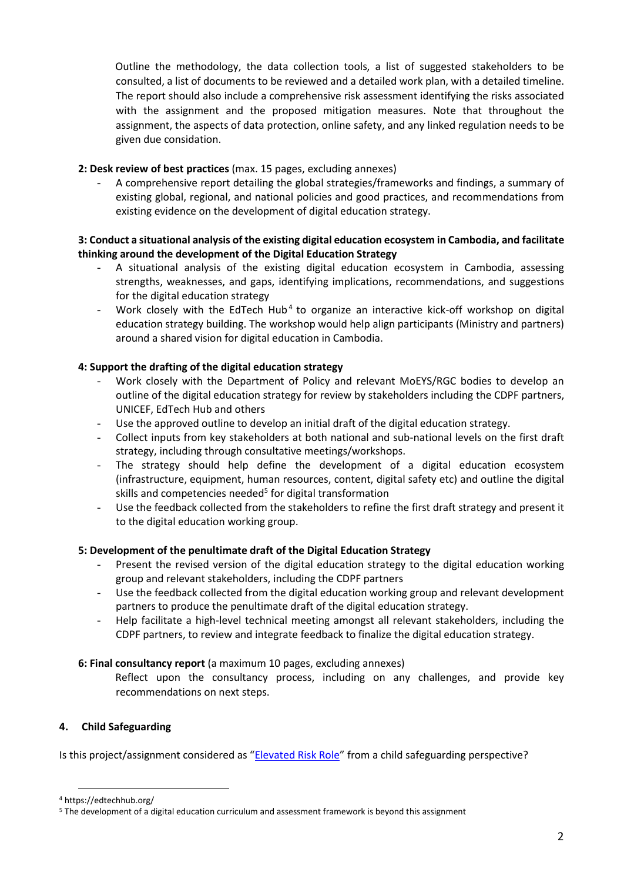Outline the methodology, the data collection tools, a list of suggested stakeholders to be consulted, a list of documents to be reviewed and a detailed work plan, with a detailed timeline. The report should also include a comprehensive risk assessment identifying the risks associated with the assignment and the proposed mitigation measures. Note that throughout the assignment, the aspects of data protection, online safety, and any linked regulation needs to be given due considation.

**2: Desk review of best practices** (max. 15 pages, excluding annexes)

- A comprehensive report detailing the global strategies/frameworks and findings, a summary of existing global, regional, and national policies and good practices, and recommendations from existing evidence on the development of digital education strategy.

**3: Conduct a situational analysis of the existing digital education ecosystem in Cambodia, and facilitate thinking around the development of the Digital Education Strategy**

- A situational analysis of the existing digital education ecosystem in Cambodia, assessing strengths, weaknesses, and gaps, identifying implications, recommendations, and suggestions for the digital education strategy
- Work closely with the EdTech Hub[4] to organize an interactive kick-off workshop on digital education strategy building. The workshop would help align participants (Ministry and partners) around a shared vision for digital education in Cambodia.

**4: Support the drafting of the digital education strategy**

- Work closely with the Department of Policy and relevant MoEYS/RGC bodies to develop an outline of the digital education strategy for review by stakeholders including the CDPF partners, UNICEF, EdTech Hub and others
- Use the approved outline to develop an initial draft of the digital education strategy.
- Collect inputs from key stakeholders at both national and sub-national levels on the first draft strategy, including through consultative meetings/workshops.
- The strategy should help define the development of a digital education ecosystem (infrastructure, equipment, human resources, content, digital safety etc) and outline the digital skills and competencies needed[5] for digital transformation
- Use the feedback collected from the stakeholders to refine the first draft strategy and present it to the digital education working group.

**5: Development of the penultimate draft of the Digital Education Strategy**

- Present the revised version of the digital education strategy to the digital education working group and relevant stakeholders, including the CDPF partners
- Use the feedback collected from the digital education working group and relevant development partners to produce the penultimate draft of the digital education strategy.
- Help facilitate a high-level technical meeting amongst all relevant stakeholders, including the CDPF partners, to review and integrate feedback to finalize the digital education strategy.

**6: Final consultancy report** (a maximum 10 pages, excluding annexes)

Reflect upon the consultancy process, including on any challenges, and provide key recommendations on next steps.

## 4. Child Safeguarding

Is this project/assignment considered as "Elevated Risk Role" from a child safeguarding perspective?

---

[4] https://edtechhub.org/

[5] The development of a digital education curriculum and assessment framework is beyond this assignment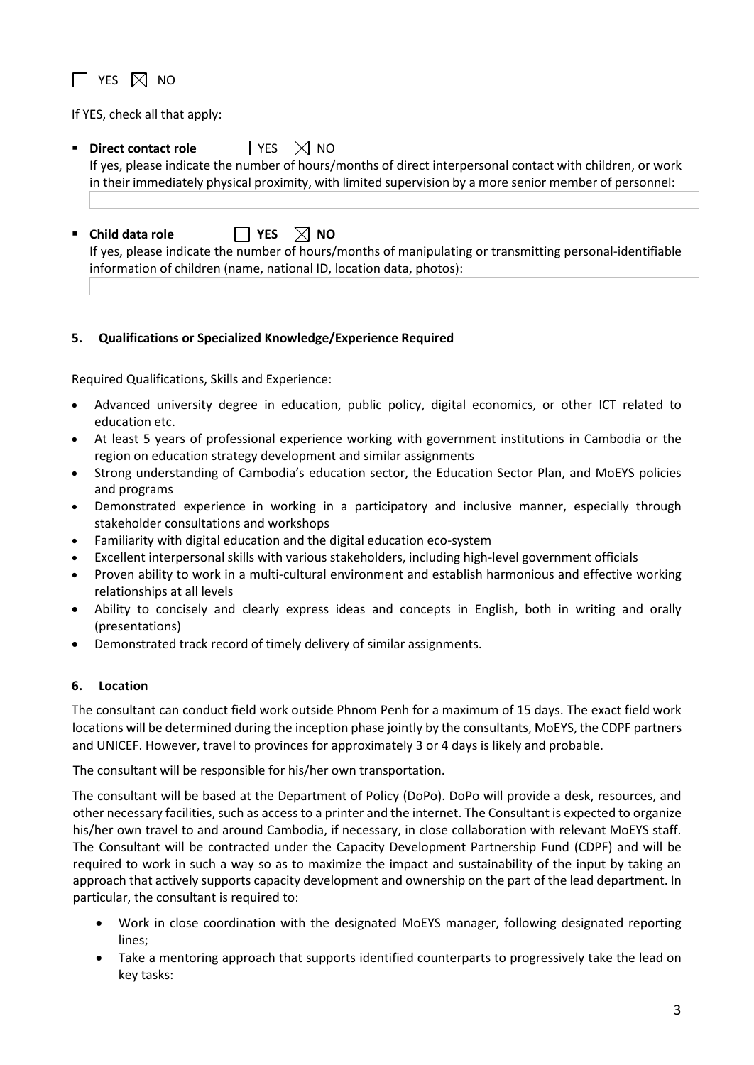☐ YES ☒ NO

If YES, check all that apply:

- **Direct contact role** ☐ YES ☒ NO

  If yes, please indicate the number of hours/months of direct interpersonal contact with children, or work in their immediately physical proximity, with limited supervision by a more senior member of personnel:

- **Child data role** ☐ **YES** ☒ **NO**

  If yes, please indicate the number of hours/months of manipulating or transmitting personal-identifiable information of children (name, national ID, location data, photos):

## 5. Qualifications or Specialized Knowledge/Experience Required

Required Qualifications, Skills and Experience:

- Advanced university degree in education, public policy, digital economics, or other ICT related to education etc.
- At least 5 years of professional experience working with government institutions in Cambodia or the region on education strategy development and similar assignments
- Strong understanding of Cambodia's education sector, the Education Sector Plan, and MoEYS policies and programs
- Demonstrated experience in working in a participatory and inclusive manner, especially through stakeholder consultations and workshops
- Familiarity with digital education and the digital education eco-system
- Excellent interpersonal skills with various stakeholders, including high-level government officials
- Proven ability to work in a multi-cultural environment and establish harmonious and effective working relationships at all levels
- Ability to concisely and clearly express ideas and concepts in English, both in writing and orally (presentations)
- Demonstrated track record of timely delivery of similar assignments.

## 6. Location

The consultant can conduct field work outside Phnom Penh for a maximum of 15 days. The exact field work locations will be determined during the inception phase jointly by the consultants, MoEYS, the CDPF partners and UNICEF. However, travel to provinces for approximately 3 or 4 days is likely and probable.

The consultant will be responsible for his/her own transportation.

The consultant will be based at the Department of Policy (DoPo). DoPo will provide a desk, resources, and other necessary facilities, such as access to a printer and the internet. The Consultant is expected to organize his/her own travel to and around Cambodia, if necessary, in close collaboration with relevant MoEYS staff. The Consultant will be contracted under the Capacity Development Partnership Fund (CDPF) and will be required to work in such a way so as to maximize the impact and sustainability of the input by taking an approach that actively supports capacity development and ownership on the part of the lead department. In particular, the consultant is required to:

- Work in close coordination with the designated MoEYS manager, following designated reporting lines;
- Take a mentoring approach that supports identified counterparts to progressively take the lead on key tasks: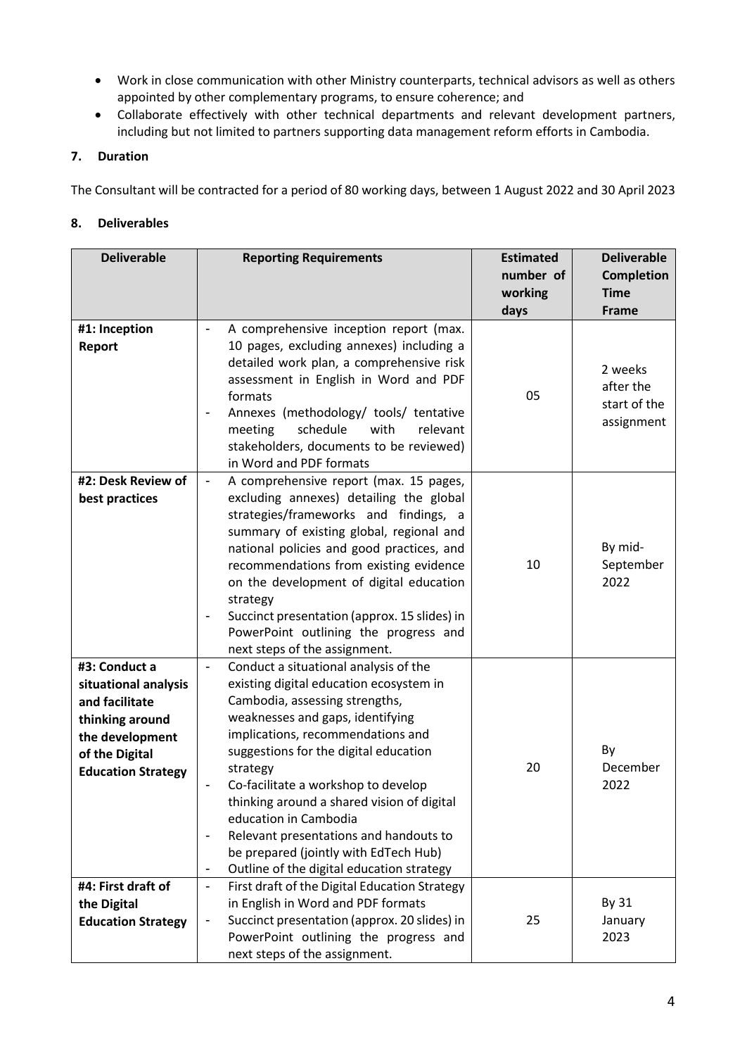- Work in close communication with other Ministry counterparts, technical advisors as well as others appointed by other complementary programs, to ensure coherence; and
- Collaborate effectively with other technical departments and relevant development partners, including but not limited to partners supporting data management reform efforts in Cambodia.

## 7. Duration

The Consultant will be contracted for a period of 80 working days, between 1 August 2022 and 30 April 2023

## 8. Deliverables

| Deliverable | Reporting Requirements | Estimated number of working days | Deliverable Completion Time Frame |
|---|---|---|---|
| **#1: Inception Report** | - A comprehensive inception report (max. 10 pages, excluding annexes) including a detailed work plan, a comprehensive risk assessment in English in Word and PDF formats<br>- Annexes (methodology/ tools/ tentative meeting schedule with relevant stakeholders, documents to be reviewed) in Word and PDF formats | 05 | 2 weeks after the start of the assignment |
| **#2: Desk Review of best practices** | - A comprehensive report (max. 15 pages, excluding annexes) detailing the global strategies/frameworks and findings, a summary of existing global, regional and national policies and good practices, and recommendations from existing evidence on the development of digital education strategy<br>- Succinct presentation (approx. 15 slides) in PowerPoint outlining the progress and next steps of the assignment. | 10 | By mid-September 2022 |
| **#3: Conduct a situational analysis and facilitate thinking around the development of the Digital Education Strategy** | - Conduct a situational analysis of the existing digital education ecosystem in Cambodia, assessing strengths, weaknesses and gaps, identifying implications, recommendations and suggestions for the digital education strategy<br>- Co-facilitate a workshop to develop thinking around a shared vision of digital education in Cambodia<br>- Relevant presentations and handouts to be prepared (jointly with EdTech Hub)<br>- Outline of the digital education strategy | 20 | By December 2022 |
| **#4: First draft of the Digital Education Strategy** | - First draft of the Digital Education Strategy in English in Word and PDF formats<br>- Succinct presentation (approx. 20 slides) in PowerPoint outlining the progress and next steps of the assignment. | 25 | By 31 January 2023 |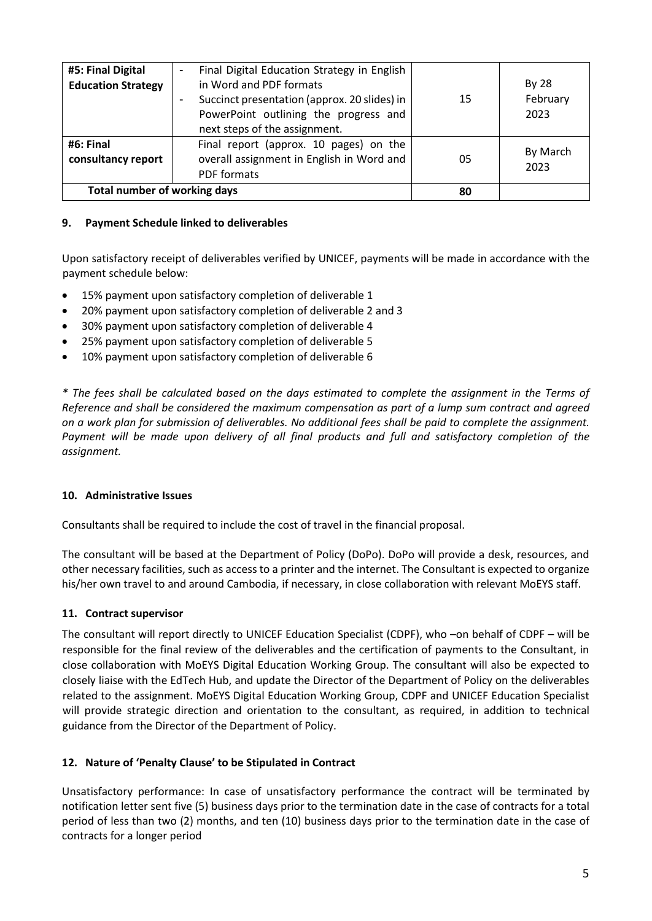| #5: Final Digital Education Strategy | - Final Digital Education Strategy in English in Word and PDF formats<br>- Succinct presentation (approx. 20 slides) in PowerPoint outlining the progress and next steps of the assignment. | 15 | By 28 February 2023 |
|---|---|---|---|
| **#6: Final consultancy report** | Final report (approx. 10 pages) on the overall assignment in English in Word and PDF formats | 05 | By March 2023 |
| **Total number of working days** | | **80** | |

### 9. Payment Schedule linked to deliverables

Upon satisfactory receipt of deliverables verified by UNICEF, payments will be made in accordance with the payment schedule below:

- 15% payment upon satisfactory completion of deliverable 1
- 20% payment upon satisfactory completion of deliverable 2 and 3
- 30% payment upon satisfactory completion of deliverable 4
- 25% payment upon satisfactory completion of deliverable 5
- 10% payment upon satisfactory completion of deliverable 6

*\* The fees shall be calculated based on the days estimated to complete the assignment in the Terms of Reference and shall be considered the maximum compensation as part of a lump sum contract and agreed on a work plan for submission of deliverables. No additional fees shall be paid to complete the assignment. Payment will be made upon delivery of all final products and full and satisfactory completion of the assignment.*

### 10. Administrative Issues

Consultants shall be required to include the cost of travel in the financial proposal.

The consultant will be based at the Department of Policy (DoPo). DoPo will provide a desk, resources, and other necessary facilities, such as access to a printer and the internet. The Consultant is expected to organize his/her own travel to and around Cambodia, if necessary, in close collaboration with relevant MoEYS staff.

### 11. Contract supervisor

The consultant will report directly to UNICEF Education Specialist (CDPF), who –on behalf of CDPF – will be responsible for the final review of the deliverables and the certification of payments to the Consultant, in close collaboration with MoEYS Digital Education Working Group. The consultant will also be expected to closely liaise with the EdTech Hub, and update the Director of the Department of Policy on the deliverables related to the assignment. MoEYS Digital Education Working Group, CDPF and UNICEF Education Specialist will provide strategic direction and orientation to the consultant, as required, in addition to technical guidance from the Director of the Department of Policy.

### 12. Nature of 'Penalty Clause' to be Stipulated in Contract

Unsatisfactory performance: In case of unsatisfactory performance the contract will be terminated by notification letter sent five (5) business days prior to the termination date in the case of contracts for a total period of less than two (2) months, and ten (10) business days prior to the termination date in the case of contracts for a longer period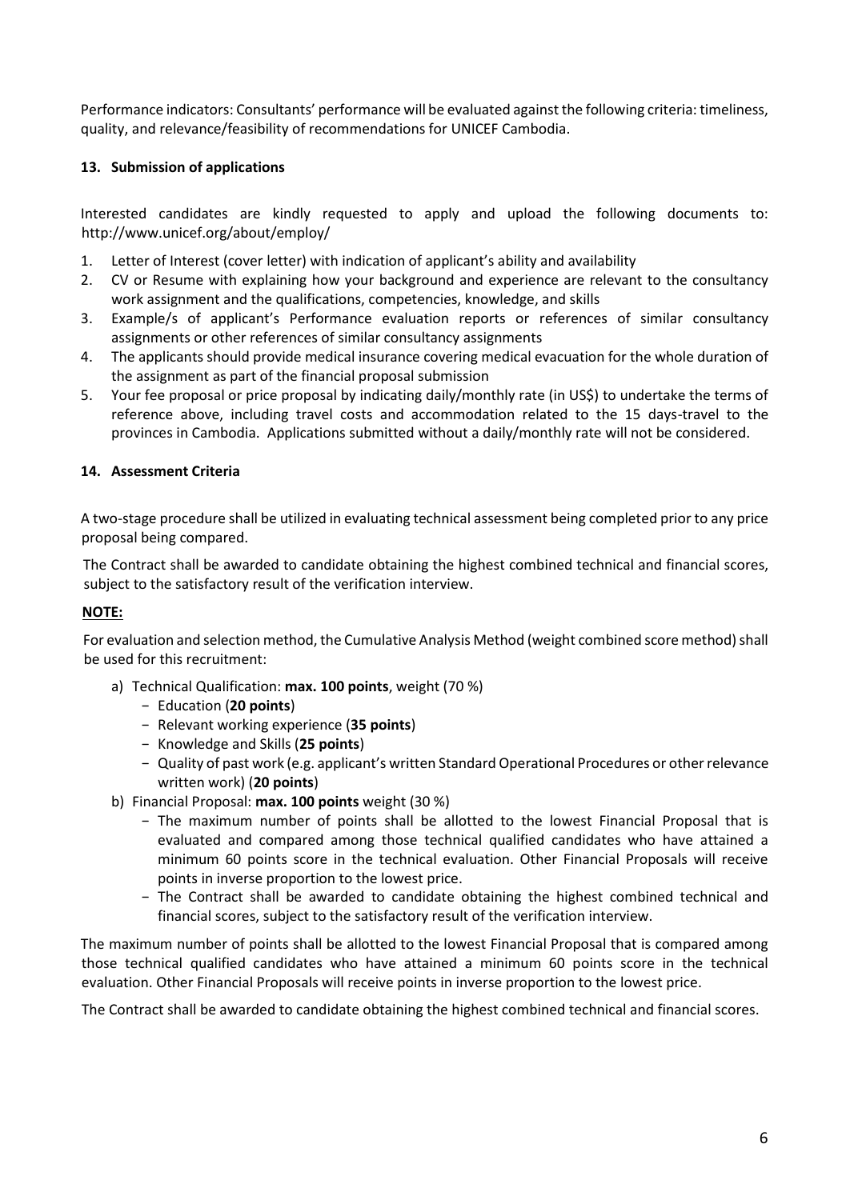Performance indicators: Consultants' performance will be evaluated against the following criteria: timeliness, quality, and relevance/feasibility of recommendations for UNICEF Cambodia.

## 13. Submission of applications

Interested candidates are kindly requested to apply and upload the following documents to: http://www.unicef.org/about/employ/

1. Letter of Interest (cover letter) with indication of applicant's ability and availability
2. CV or Resume with explaining how your background and experience are relevant to the consultancy work assignment and the qualifications, competencies, knowledge, and skills
3. Example/s of applicant's Performance evaluation reports or references of similar consultancy assignments or other references of similar consultancy assignments
4. The applicants should provide medical insurance covering medical evacuation for the whole duration of the assignment as part of the financial proposal submission
5. Your fee proposal or price proposal by indicating daily/monthly rate (in US$) to undertake the terms of reference above, including travel costs and accommodation related to the 15 days-travel to the provinces in Cambodia. Applications submitted without a daily/monthly rate will not be considered.

## 14. Assessment Criteria

A two-stage procedure shall be utilized in evaluating technical assessment being completed prior to any price proposal being compared.

The Contract shall be awarded to candidate obtaining the highest combined technical and financial scores, subject to the satisfactory result of the verification interview.

**NOTE:**

For evaluation and selection method, the Cumulative Analysis Method (weight combined score method) shall be used for this recruitment:

a) Technical Qualification: **max. 100 points**, weight (70 %)
   - Education (**20 points**)
   - Relevant working experience (**35 points**)
   - Knowledge and Skills (**25 points**)
   - Quality of past work (e.g. applicant's written Standard Operational Procedures or other relevance written work) (**20 points**)
b) Financial Proposal: **max. 100 points** weight (30 %)
   - The maximum number of points shall be allotted to the lowest Financial Proposal that is evaluated and compared among those technical qualified candidates who have attained a minimum 60 points score in the technical evaluation. Other Financial Proposals will receive points in inverse proportion to the lowest price.
   - The Contract shall be awarded to candidate obtaining the highest combined technical and financial scores, subject to the satisfactory result of the verification interview.

The maximum number of points shall be allotted to the lowest Financial Proposal that is compared among those technical qualified candidates who have attained a minimum 60 points score in the technical evaluation. Other Financial Proposals will receive points in inverse proportion to the lowest price.

The Contract shall be awarded to candidate obtaining the highest combined technical and financial scores.